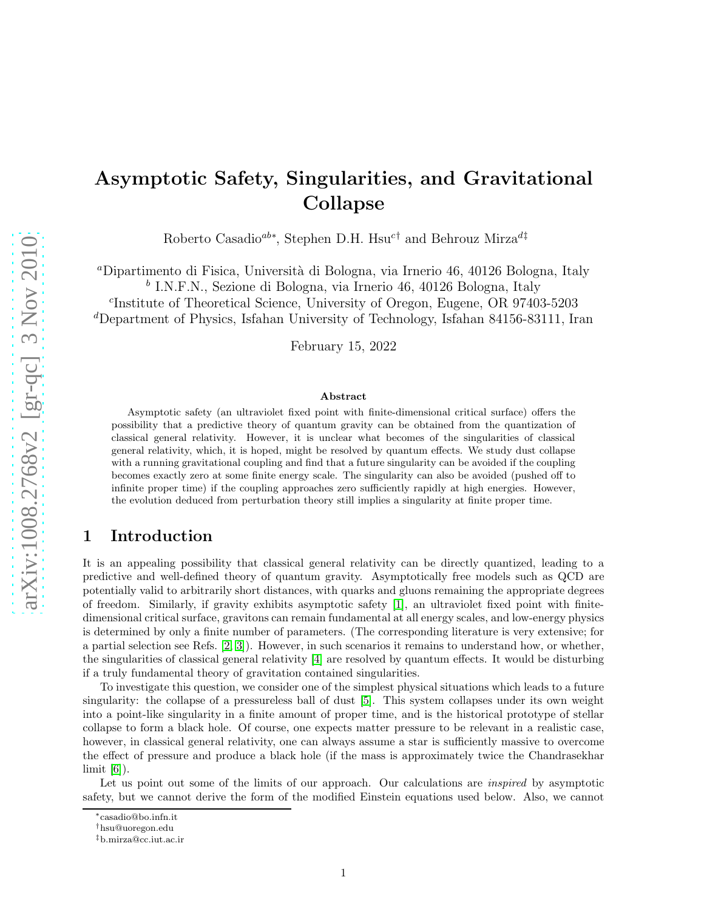# Asymptotic Safety, Singularities, and Gravitational Collapse

Roberto Casadio[ab*], Stephen D.H. Hsu[c†] and Behrouz Mirza[d‡]

[a]Dipartimento di Fisica, Università di Bologna, via Irnerio 46, 40126 Bologna, Italy
[b] I.N.F.N., Sezione di Bologna, via Irnerio 46, 40126 Bologna, Italy
[c]Institute of Theoretical Science, University of Oregon, Eugene, OR 97403-5203
[d]Department of Physics, Isfahan University of Technology, Isfahan 84156-83111, Iran

February 15, 2022

### Abstract

Asymptotic safety (an ultraviolet fixed point with finite-dimensional critical surface) offers the possibility that a predictive theory of quantum gravity can be obtained from the quantization of classical general relativity. However, it is unclear what becomes of the singularities of classical general relativity, which, it is hoped, might be resolved by quantum effects. We study dust collapse with a running gravitational coupling and find that a future singularity can be avoided if the coupling becomes exactly zero at some finite energy scale. The singularity can also be avoided (pushed off to infinite proper time) if the coupling approaches zero sufficiently rapidly at high energies. However, the evolution deduced from perturbation theory still implies a singularity at finite proper time.

## 1 Introduction

It is an appealing possibility that classical general relativity can be directly quantized, leading to a predictive and well-defined theory of quantum gravity. Asymptotically free models such as QCD are potentially valid to arbitrarily short distances, with quarks and gluons remaining the appropriate degrees of freedom. Similarly, if gravity exhibits asymptotic safety [1], an ultraviolet fixed point with finite-dimensional critical surface, gravitons can remain fundamental at all energy scales, and low-energy physics is determined by only a finite number of parameters. (The corresponding literature is very extensive; for a partial selection see Refs. [2, 3]). However, in such scenarios it remains to understand how, or whether, the singularities of classical general relativity [4] are resolved by quantum effects. It would be disturbing if a truly fundamental theory of gravitation contained singularities.

To investigate this question, we consider one of the simplest physical situations which leads to a future singularity: the collapse of a pressureless ball of dust [5]. This system collapses under its own weight into a point-like singularity in a finite amount of proper time, and is the historical prototype of stellar collapse to form a black hole. Of course, one expects matter pressure to be relevant in a realistic case, however, in classical general relativity, one can always assume a star is sufficiently massive to overcome the effect of pressure and produce a black hole (if the mass is approximately twice the Chandrasekhar limit [6]).

Let us point out some of the limits of our approach. Our calculations are *inspired* by asymptotic safety, but we cannot derive the form of the modified Einstein equations used below. Also, we cannot

*casadio@bo.infn.it
†hsu@uoregon.edu
‡b.mirza@cc.iut.ac.ir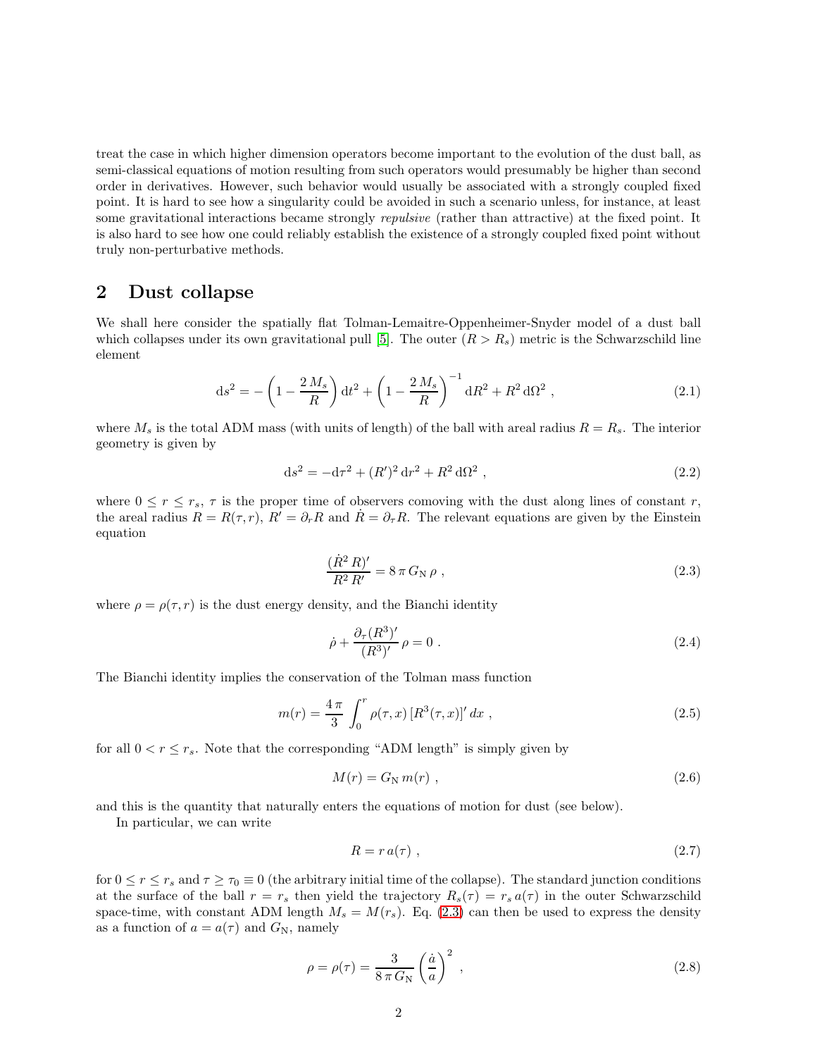treat the case in which higher dimension operators become important to the evolution of the dust ball, as semi-classical equations of motion resulting from such operators would presumably be higher than second order in derivatives. However, such behavior would usually be associated with a strongly coupled fixed point. It is hard to see how a singularity could be avoided in such a scenario unless, for instance, at least some gravitational interactions became strongly *repulsive* (rather than attractive) at the fixed point. It is also hard to see how one could reliably establish the existence of a strongly coupled fixed point without truly non-perturbative methods.

## 2 Dust collapse

We shall here consider the spatially flat Tolman-Lemaitre-Oppenheimer-Snyder model of a dust ball which collapses under its own gravitational pull [5]. The outer ($R > R_s$) metric is the Schwarzschild line element

$$\mathrm{d}s^2 = -\left(1 - \frac{2\,M_s}{R}\right)\mathrm{d}t^2 + \left(1 - \frac{2\,M_s}{R}\right)^{-1}\mathrm{d}R^2 + R^2\,\mathrm{d}\Omega^2 \ , \tag{2.1}$$

where $M_s$ is the total ADM mass (with units of length) of the ball with areal radius $R = R_s$. The interior geometry is given by

$$\mathrm{d}s^2 = -\mathrm{d}\tau^2 + (R')^2\,\mathrm{d}r^2 + R^2\,\mathrm{d}\Omega^2 \ , \tag{2.2}$$

where $0 \le r \le r_s$, $\tau$ is the proper time of observers comoving with the dust along lines of constant $r$, the areal radius $R = R(\tau, r)$, $R' = \partial_r R$ and $\dot{R} = \partial_\tau R$. The relevant equations are given by the Einstein equation

$$\frac{(\dot{R}^2\,R)'}{R^2\,R'} = 8\,\pi\,G_{\mathrm{N}}\,\rho \ , \tag{2.3}$$

where $\rho = \rho(\tau, r)$ is the dust energy density, and the Bianchi identity

$$\dot{\rho} + \frac{\partial_\tau (R^3)'}{(R^3)'}\,\rho = 0 \ . \tag{2.4}$$

The Bianchi identity implies the conservation of the Tolman mass function

$$m(r) = \frac{4\,\pi}{3}\int_0^r \rho(\tau, x)\,[R^3(\tau, x)]'\,dx \ , \tag{2.5}$$

for all $0 < r \le r_s$. Note that the corresponding "ADM length" is simply given by

$$M(r) = G_{\mathrm{N}}\,m(r) \ , \tag{2.6}$$

and this is the quantity that naturally enters the equations of motion for dust (see below).

In particular, we can write

$$R = r\,a(\tau) \ , \tag{2.7}$$

for $0 \le r \le r_s$ and $\tau \ge \tau_0 \equiv 0$ (the arbitrary initial time of the collapse). The standard junction conditions at the surface of the ball $r = r_s$ then yield the trajectory $R_s(\tau) = r_s\,a(\tau)$ in the outer Schwarzschild space-time, with constant ADM length $M_s = M(r_s)$. Eq. (2.3) can then be used to express the density as a function of $a = a(\tau)$ and $G_{\mathrm{N}}$, namely

$$\rho = \rho(\tau) = \frac{3}{8\,\pi\,G_{\mathrm{N}}}\left(\frac{\dot{a}}{a}\right)^2 \ , \tag{2.8}$$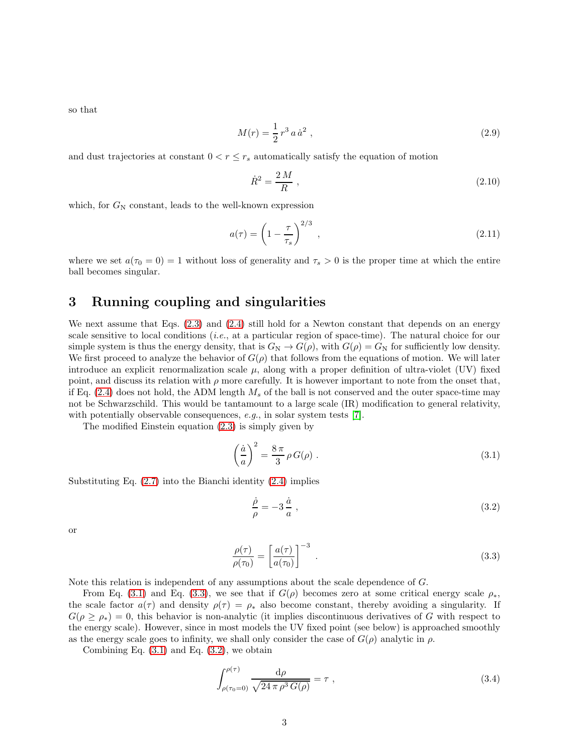so that

$$M(r) = \frac{1}{2}\, r^3\, a\, \dot{a}^2 \ , \tag{2.9}$$

and dust trajectories at constant $0 < r \le r_s$ automatically satisfy the equation of motion

$$\dot{R}^2 = \frac{2\, M}{R} \ , \tag{2.10}$$

which, for $G_{\rm N}$ constant, leads to the well-known expression

$$a(\tau) = \left(1 - \frac{\tau}{\tau_s}\right)^{2/3} \ , \tag{2.11}$$

where we set $a(\tau_0 = 0) = 1$ without loss of generality and $\tau_s > 0$ is the proper time at which the entire ball becomes singular.

## 3 Running coupling and singularities

We next assume that Eqs. (2.3) and (2.4) still hold for a Newton constant that depends on an energy scale sensitive to local conditions (*i.e.*, at a particular region of space-time). The natural choice for our simple system is thus the energy density, that is $G_{\rm N} \to G(\rho)$, with $G(\rho) = G_{\rm N}$ for sufficiently low density. We first proceed to analyze the behavior of $G(\rho)$ that follows from the equations of motion. We will later introduce an explicit renormalization scale $\mu$, along with a proper definition of ultra-violet (UV) fixed point, and discuss its relation with $\rho$ more carefully. It is however important to note from the onset that, if Eq. (2.4) does not hold, the ADM length $M_s$ of the ball is not conserved and the outer space-time may not be Schwarzschild. This would be tantamount to a large scale (IR) modification to general relativity, with potentially observable consequences, *e.g.*, in solar system tests [7].

The modified Einstein equation (2.3) is simply given by

$$\left(\frac{\dot{a}}{a}\right)^2 = \frac{8\,\pi}{3}\, \rho\, G(\rho) \ . \tag{3.1}$$

Substituting Eq. (2.7) into the Bianchi identity (2.4) implies

$$\frac{\dot{\rho}}{\rho} = -3\, \frac{\dot{a}}{a} \ , \tag{3.2}$$

or

$$\frac{\rho(\tau)}{\rho(\tau_0)} = \left[\frac{a(\tau)}{a(\tau_0)}\right]^{-3} \ . \tag{3.3}$$

Note this relation is independent of any assumptions about the scale dependence of $G$.

From Eq. (3.1) and Eq. (3.3), we see that if $G(\rho)$ becomes zero at some critical energy scale $\rho_*$, the scale factor $a(\tau)$ and density $\rho(\tau) = \rho_*$ also become constant, thereby avoiding a singularity. If $G(\rho \ge \rho_*) = 0$, this behavior is non-analytic (it implies discontinuous derivatives of $G$ with respect to the energy scale). However, since in most models the UV fixed point (see below) is approached smoothly as the energy scale goes to infinity, we shall only consider the case of $G(\rho)$ analytic in $\rho$.

Combining Eq. (3.1) and Eq. (3.2), we obtain

$$\int_{\rho(\tau_0=0)}^{\rho(\tau)} \frac{{\rm d}\rho}{\sqrt{24\,\pi\,\rho^3\, G(\rho)}} = \tau \ , \tag{3.4}$$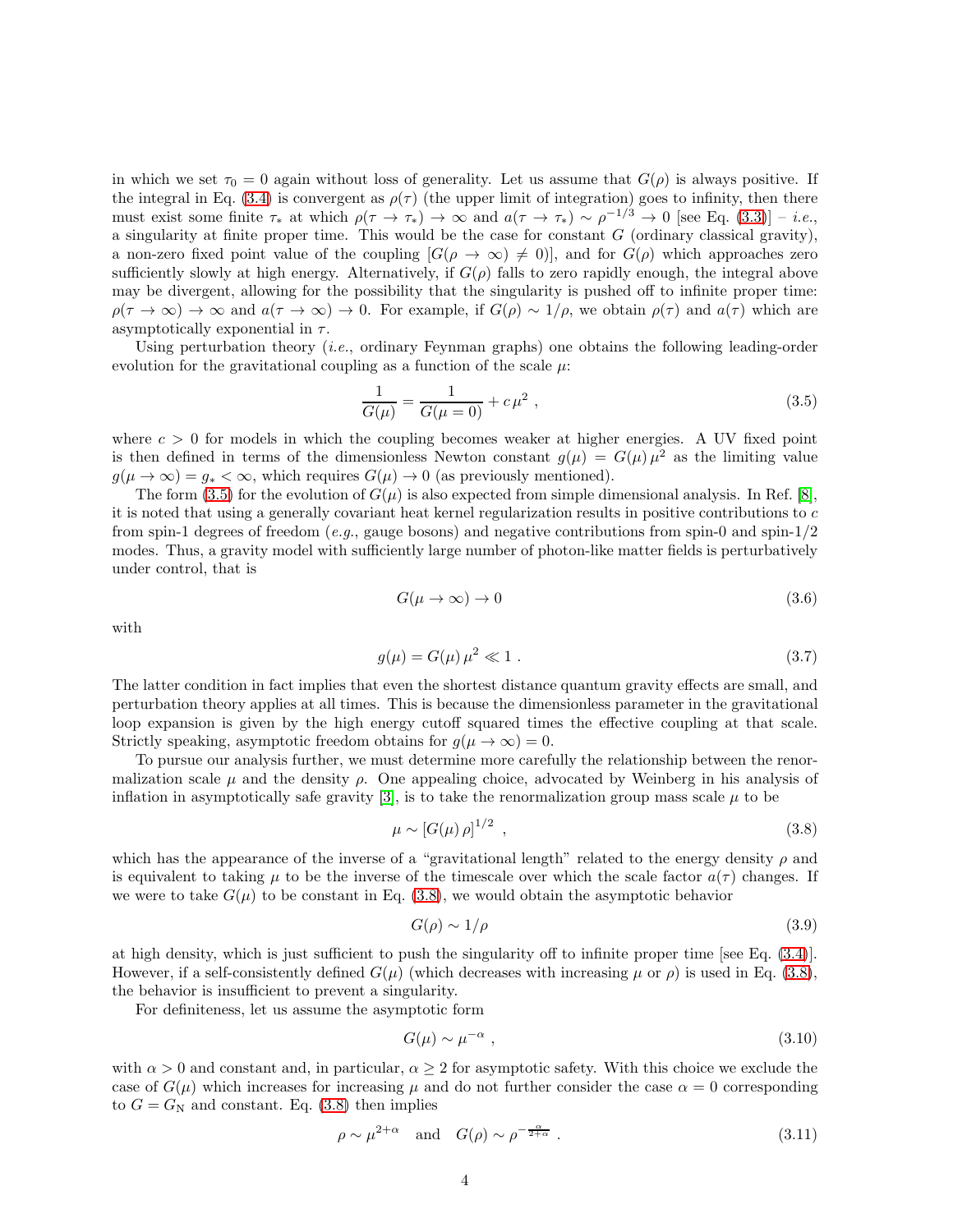in which we set $\tau_0 = 0$ again without loss of generality. Let us assume that $G(\rho)$ is always positive. If the integral in Eq. (3.4) is convergent as $\rho(\tau)$ (the upper limit of integration) goes to infinity, then there must exist some finite $\tau_*$ at which $\rho(\tau \to \tau_*) \to \infty$ and $a(\tau \to \tau_*) \sim \rho^{-1/3} \to 0$ [see Eq. (3.3)] – *i.e.*, a singularity at finite proper time. This would be the case for constant $G$ (ordinary classical gravity), a non-zero fixed point value of the coupling $[G(\rho \to \infty) \neq 0]$, and for $G(\rho)$ which approaches zero sufficiently slowly at high energy. Alternatively, if $G(\rho)$ falls to zero rapidly enough, the integral above may be divergent, allowing for the possibility that the singularity is pushed off to infinite proper time: $\rho(\tau \to \infty) \to \infty$ and $a(\tau \to \infty) \to 0$. For example, if $G(\rho) \sim 1/\rho$, we obtain $\rho(\tau)$ and $a(\tau)$ which are asymptotically exponential in $\tau$.

Using perturbation theory (*i.e.*, ordinary Feynman graphs) one obtains the following leading-order evolution for the gravitational coupling as a function of the scale $\mu$:

$$\frac{1}{G(\mu)} = \frac{1}{G(\mu = 0)} + c\,\mu^2 \ , \tag{3.5}$$

where $c > 0$ for models in which the coupling becomes weaker at higher energies. A UV fixed point is then defined in terms of the dimensionless Newton constant $g(\mu) = G(\mu)\,\mu^2$ as the limiting value $g(\mu \to \infty) = g_* < \infty$, which requires $G(\mu) \to 0$ (as previously mentioned).

The form (3.5) for the evolution of $G(\mu)$ is also expected from simple dimensional analysis. In Ref. [8], it is noted that using a generally covariant heat kernel regularization results in positive contributions to $c$ from spin-1 degrees of freedom (*e.g.*, gauge bosons) and negative contributions from spin-0 and spin-1/2 modes. Thus, a gravity model with sufficiently large number of photon-like matter fields is perturbatively under control, that is

$$G(\mu \to \infty) \to 0 \tag{3.6}$$

with

$$g(\mu) = G(\mu)\,\mu^2 \ll 1 \ . \tag{3.7}$$

The latter condition in fact implies that even the shortest distance quantum gravity effects are small, and perturbation theory applies at all times. This is because the dimensionless parameter in the gravitational loop expansion is given by the high energy cutoff squared times the effective coupling at that scale. Strictly speaking, asymptotic freedom obtains for $g(\mu \to \infty) = 0$.

To pursue our analysis further, we must determine more carefully the relationship between the renormalization scale $\mu$ and the density $\rho$. One appealing choice, advocated by Weinberg in his analysis of inflation in asymptotically safe gravity [3], is to take the renormalization group mass scale $\mu$ to be

$$\mu \sim \left[G(\mu)\,\rho\right]^{1/2} \ , \tag{3.8}$$

which has the appearance of the inverse of a "gravitational length" related to the energy density $\rho$ and is equivalent to taking $\mu$ to be the inverse of the timescale over which the scale factor $a(\tau)$ changes. If we were to take $G(\mu)$ to be constant in Eq. (3.8), we would obtain the asymptotic behavior

$$G(\rho) \sim 1/\rho \tag{3.9}$$

at high density, which is just sufficient to push the singularity off to infinite proper time [see Eq. (3.4)]. However, if a self-consistently defined $G(\mu)$ (which decreases with increasing $\mu$ or $\rho$) is used in Eq. (3.8), the behavior is insufficient to prevent a singularity.

For definiteness, let us assume the asymptotic form

$$G(\mu) \sim \mu^{-\alpha} \ , \tag{3.10}$$

with $\alpha > 0$ and constant and, in particular, $\alpha \geq 2$ for asymptotic safety. With this choice we exclude the case of $G(\mu)$ which increases for increasing $\mu$ and do not further consider the case $\alpha = 0$ corresponding to $G = G_{\rm N}$ and constant. Eq. (3.8) then implies

$$\rho \sim \mu^{2+\alpha} \quad \text{and} \quad G(\rho) \sim \rho^{-\frac{\alpha}{2+\alpha}} \ . \tag{3.11}$$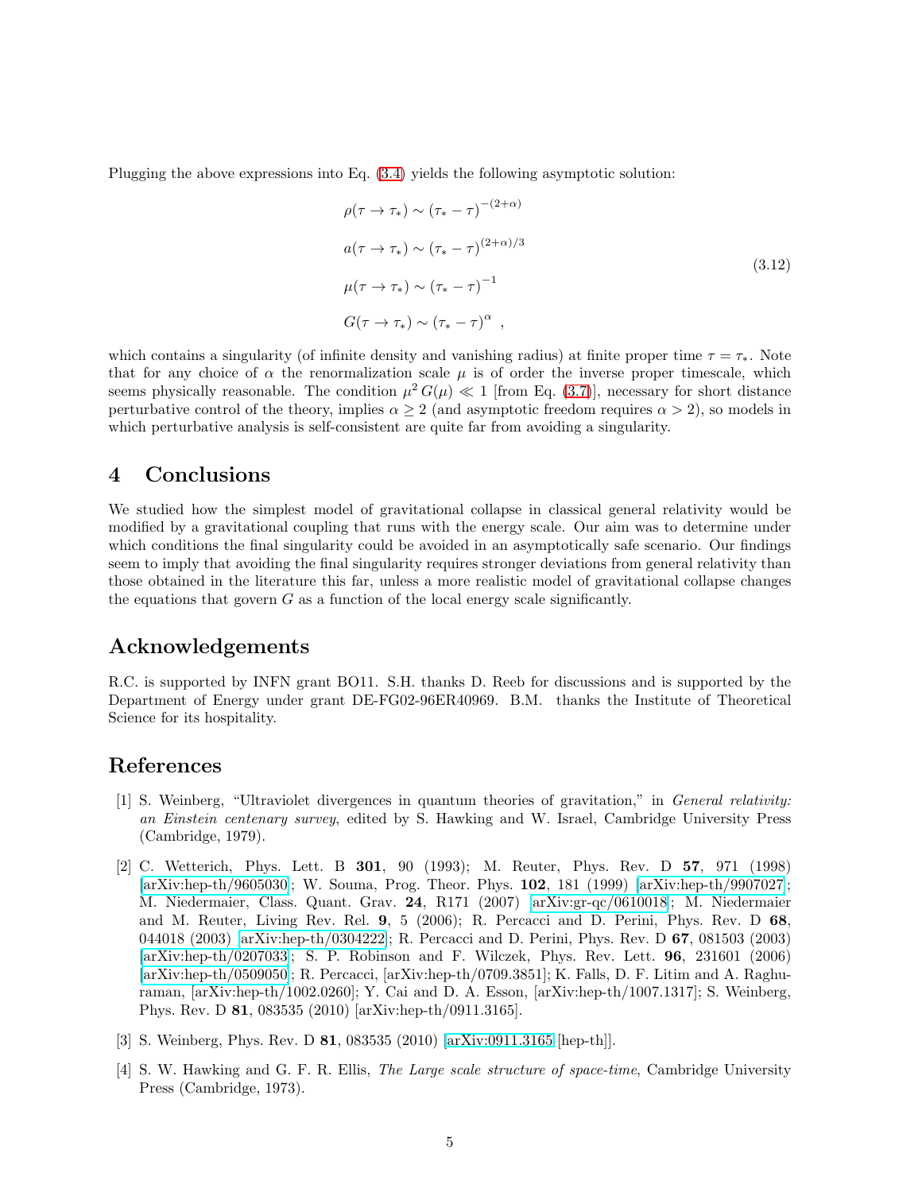Plugging the above expressions into Eq. (3.4) yields the following asymptotic solution:

$$
\begin{aligned}
\rho(\tau \to \tau_*) &\sim (\tau_* - \tau)^{-(2+\alpha)} \\
a(\tau \to \tau_*) &\sim (\tau_* - \tau)^{(2+\alpha)/3} \\
\mu(\tau \to \tau_*) &\sim (\tau_* - \tau)^{-1} \\
G(\tau \to \tau_*) &\sim (\tau_* - \tau)^{\alpha} \ ,
\end{aligned}
\tag{3.12}
$$

which contains a singularity (of infinite density and vanishing radius) at finite proper time $\tau = \tau_*$. Note that for any choice of $\alpha$ the renormalization scale $\mu$ is of order the inverse proper timescale, which seems physically reasonable. The condition $\mu^2 G(\mu) \ll 1$ [from Eq. (3.7)], necessary for short distance perturbative control of the theory, implies $\alpha \geq 2$ (and asymptotic freedom requires $\alpha > 2$), so models in which perturbative analysis is self-consistent are quite far from avoiding a singularity.

## 4 Conclusions

We studied how the simplest model of gravitational collapse in classical general relativity would be modified by a gravitational coupling that runs with the energy scale. Our aim was to determine under which conditions the final singularity could be avoided in an asymptotically safe scenario. Our findings seem to imply that avoiding the final singularity requires stronger deviations from general relativity than those obtained in the literature this far, unless a more realistic model of gravitational collapse changes the equations that govern $G$ as a function of the local energy scale significantly.

## Acknowledgements

R.C. is supported by INFN grant BO11. S.H. thanks D. Reeb for discussions and is supported by the Department of Energy under grant DE-FG02-96ER40969. B.M. thanks the Institute of Theoretical Science for its hospitality.

## References

[1] S. Weinberg, "Ultraviolet divergences in quantum theories of gravitation," in *General relativity: an Einstein centenary survey*, edited by S. Hawking and W. Israel, Cambridge University Press (Cambridge, 1979).

[2] C. Wetterich, Phys. Lett. B **301**, 90 (1993); M. Reuter, Phys. Rev. D **57**, 971 (1998) [arXiv:hep-th/9605030]; W. Souma, Prog. Theor. Phys. **102**, 181 (1999) [arXiv:hep-th/9907027]; M. Niedermaier, Class. Quant. Grav. **24**, R171 (2007) [arXiv:gr-qc/0610018]; M. Niedermaier and M. Reuter, Living Rev. Rel. **9**, 5 (2006); R. Percacci and D. Perini, Phys. Rev. D **68**, 044018 (2003) [arXiv:hep-th/0304222]; R. Percacci and D. Perini, Phys. Rev. D **67**, 081503 (2003) [arXiv:hep-th/0207033]; S. P. Robinson and F. Wilczek, Phys. Rev. Lett. **96**, 231601 (2006) [arXiv:hep-th/0509050]; R. Percacci, [arXiv:hep-th/0709.3851]; K. Falls, D. F. Litim and A. Raghuraman, [arXiv:hep-th/1002.0260]; Y. Cai and D. A. Esson, [arXiv:hep-th/1007.1317]; S. Weinberg, Phys. Rev. D **81**, 083535 (2010) [arXiv:hep-th/0911.3165].

[3] S. Weinberg, Phys. Rev. D **81**, 083535 (2010) [arXiv:0911.3165 [hep-th]].

[4] S. W. Hawking and G. F. R. Ellis, *The Large scale structure of space-time*, Cambridge University Press (Cambridge, 1973).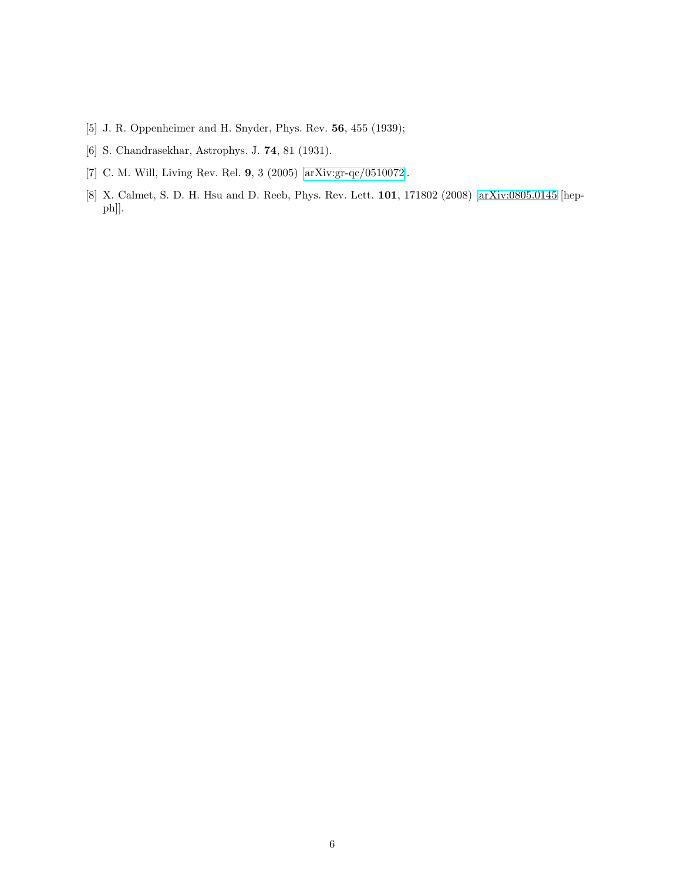[5] J. R. Oppenheimer and H. Snyder, Phys. Rev. **56**, 455 (1939);

[6] S. Chandrasekhar, Astrophys. J. **74**, 81 (1931).

[7] C. M. Will, Living Rev. Rel. **9**, 3 (2005) [arXiv:gr-qc/0510072].

[8] X. Calmet, S. D. H. Hsu and D. Reeb, Phys. Rev. Lett. **101**, 171802 (2008) [arXiv:0805.0145 [hep-ph]].